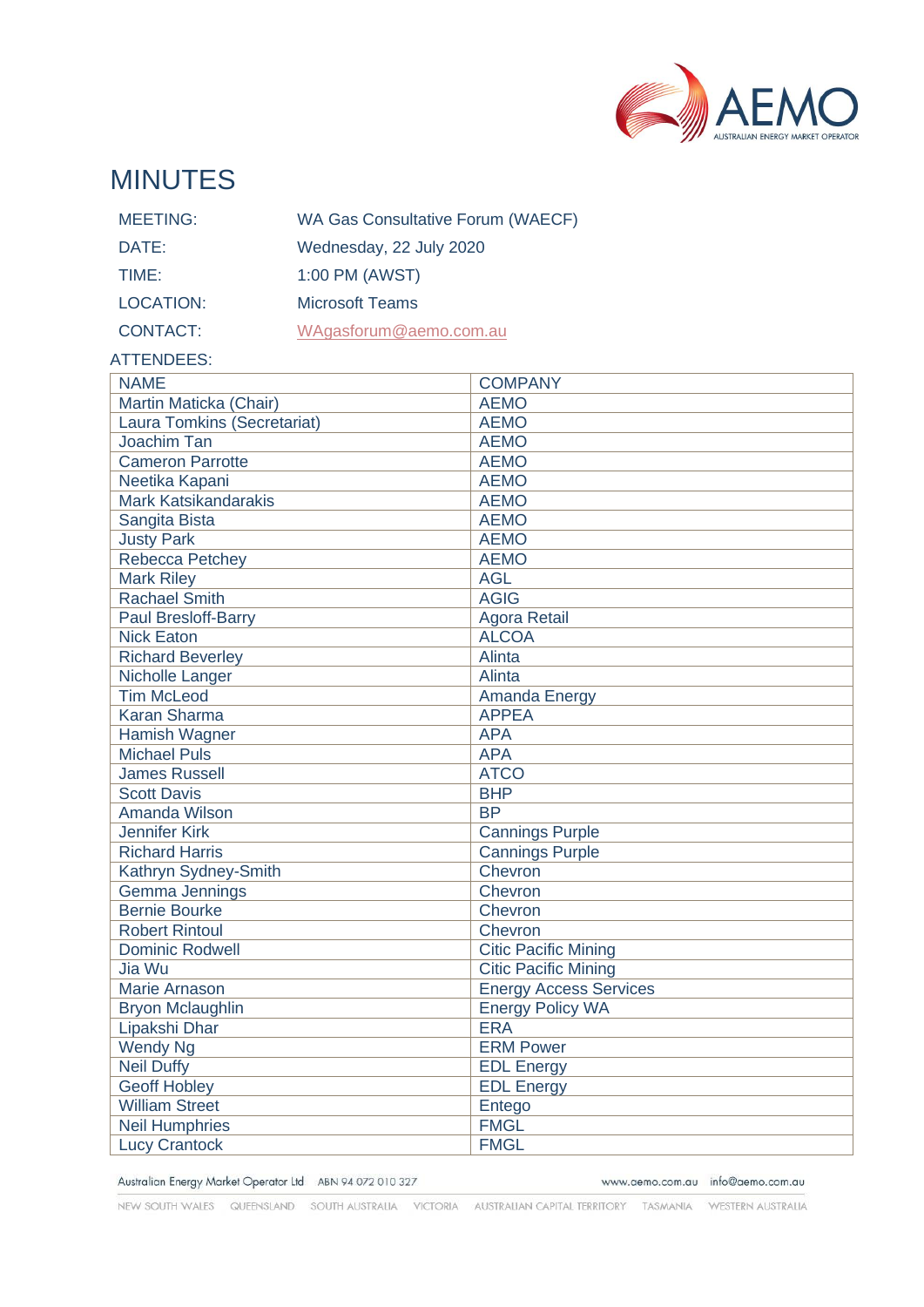# MINUTES

| | |
|---|---|
| MEETING: | WA Gas Consultative Forum (WAECF) |
| DATE: | Wednesday, 22 July 2020 |
| TIME: | 1:00 PM (AWST) |
| LOCATION: | Microsoft Teams |
| CONTACT: | WAgasforum@aemo.com.au |

ATTENDEES:

| NAME | COMPANY |
|---|---|
| Martin Maticka (Chair) | AEMO |
| Laura Tomkins (Secretariat) | AEMO |
| Joachim Tan | AEMO |
| Cameron Parrotte | AEMO |
| Neetika Kapani | AEMO |
| Mark Katsikandarakis | AEMO |
| Sangita Bista | AEMO |
| Justy Park | AEMO |
| Rebecca Petchey | AEMO |
| Mark Riley | AGL |
| Rachael Smith | AGIG |
| Paul Bresloff-Barry | Agora Retail |
| Nick Eaton | ALCOA |
| Richard Beverley | Alinta |
| Nicholle Langer | Alinta |
| Tim McLeod | Amanda Energy |
| Karan Sharma | APPEA |
| Hamish Wagner | APA |
| Michael Puls | APA |
| James Russell | ATCO |
| Scott Davis | BHP |
| Amanda Wilson | BP |
| Jennifer Kirk | Cannings Purple |
| Richard Harris | Cannings Purple |
| Kathryn Sydney-Smith | Chevron |
| Gemma Jennings | Chevron |
| Bernie Bourke | Chevron |
| Robert Rintoul | Chevron |
| Dominic Rodwell | Citic Pacific Mining |
| Jia Wu | Citic Pacific Mining |
| Marie Arnason | Energy Access Services |
| Bryon Mclaughlin | Energy Policy WA |
| Lipakshi Dhar | ERA |
| Wendy Ng | ERM Power |
| Neil Duffy | EDL Energy |
| Geoff Hobley | EDL Energy |
| William Street | Entego |
| Neil Humphries | FMGL |
| Lucy Crantock | FMGL |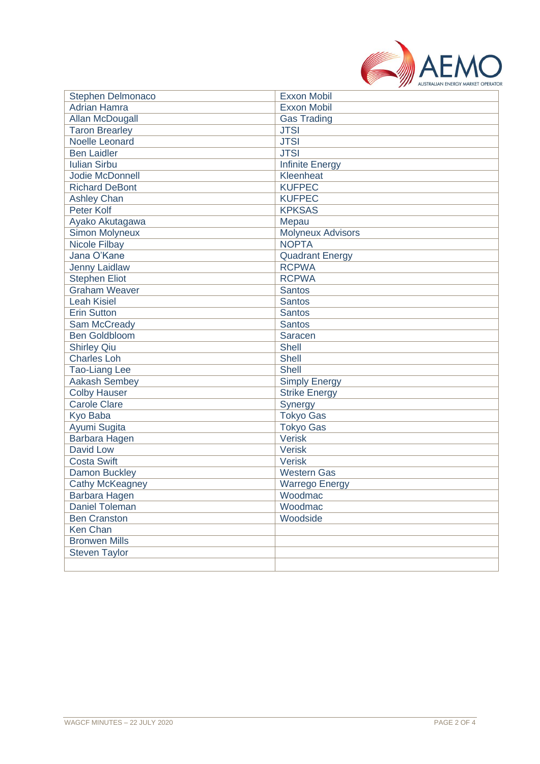| | |
|---|---|
| Stephen Delmonaco | Exxon Mobil |
| Adrian Hamra | Exxon Mobil |
| Allan McDougall | Gas Trading |
| Taron Brearley | JTSI |
| Noelle Leonard | JTSI |
| Ben Laidler | JTSI |
| Iulian Sirbu | Infinite Energy |
| Jodie McDonnell | Kleenheat |
| Richard DeBont | KUFPEC |
| Ashley Chan | KUFPEC |
| Peter Kolf | KPKSAS |
| Ayako Akutagawa | Mepau |
| Simon Molyneux | Molyneux Advisors |
| Nicole Filbay | NOPTA |
| Jana O'Kane | Quadrant Energy |
| Jenny Laidlaw | RCPWA |
| Stephen Eliot | RCPWA |
| Graham Weaver | Santos |
| Leah Kisiel | Santos |
| Erin Sutton | Santos |
| Sam McCready | Santos |
| Ben Goldbloom | Saracen |
| Shirley Qiu | Shell |
| Charles Loh | Shell |
| Tao-Liang Lee | Shell |
| Aakash Sembey | Simply Energy |
| Colby Hauser | Strike Energy |
| Carole Clare | Synergy |
| Kyo Baba | Tokyo Gas |
| Ayumi Sugita | Tokyo Gas |
| Barbara Hagen | Verisk |
| David Low | Verisk |
| Costa Swift | Verisk |
| Damon Buckley | Western Gas |
| Cathy McKeagney | Warrego Energy |
| Barbara Hagen | Woodmac |
| Daniel Toleman | Woodmac |
| Ben Cranston | Woodside |
| Ken Chan | |
| Bronwen Mills | |
| Steven Taylor | |
| | |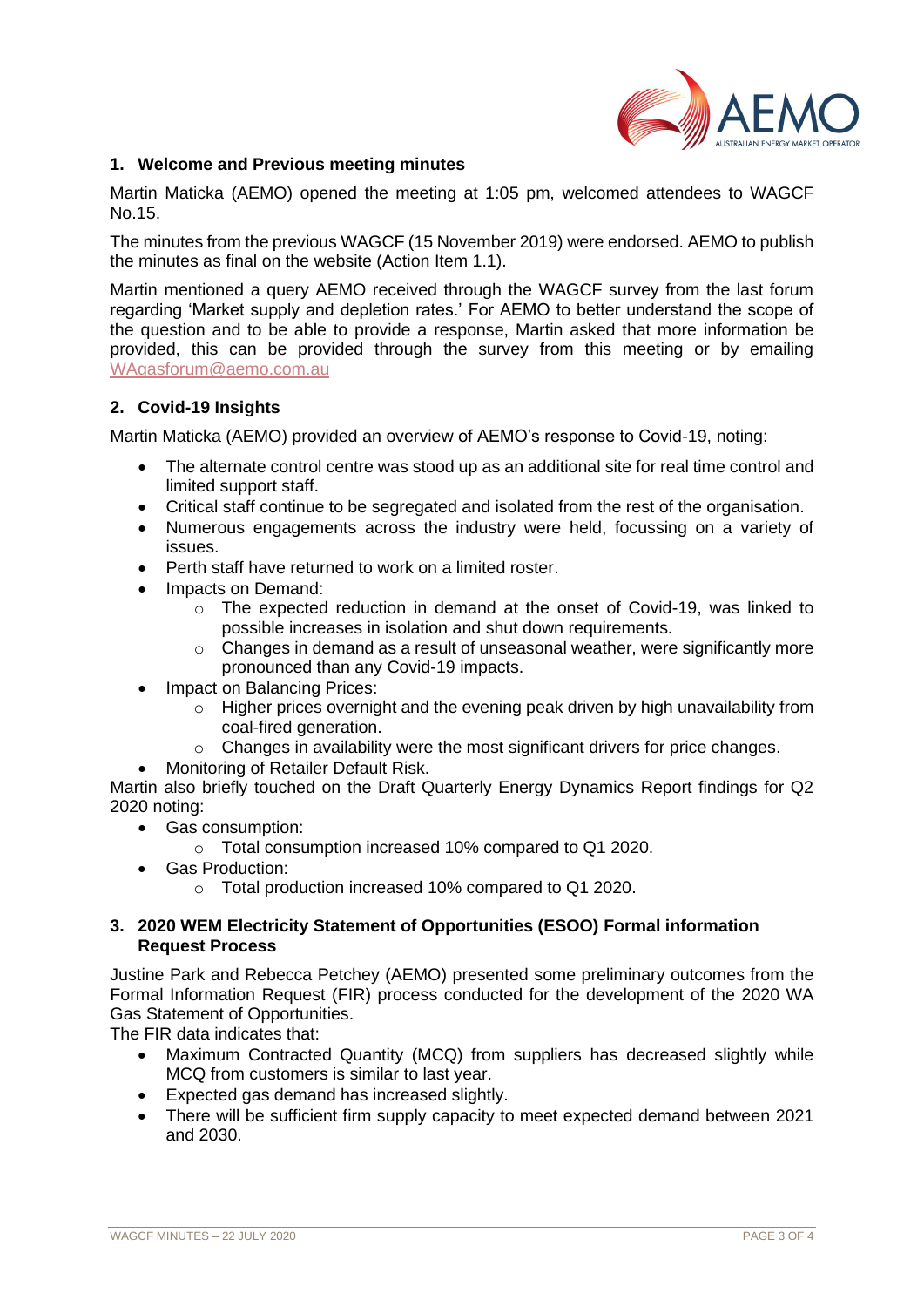## 1. Welcome and Previous meeting minutes

Martin Maticka (AEMO) opened the meeting at 1:05 pm, welcomed attendees to WAGCF No.15.

The minutes from the previous WAGCF (15 November 2019) were endorsed. AEMO to publish the minutes as final on the website (Action Item 1.1).

Martin mentioned a query AEMO received through the WAGCF survey from the last forum regarding 'Market supply and depletion rates.' For AEMO to better understand the scope of the question and to be able to provide a response, Martin asked that more information be provided, this can be provided through the survey from this meeting or by emailing WAgasforum@aemo.com.au

## 2. Covid-19 Insights

Martin Maticka (AEMO) provided an overview of AEMO's response to Covid-19, noting:

- The alternate control centre was stood up as an additional site for real time control and limited support staff.
- Critical staff continue to be segregated and isolated from the rest of the organisation.
- Numerous engagements across the industry were held, focussing on a variety of issues.
- Perth staff have returned to work on a limited roster.
- Impacts on Demand:
  - The expected reduction in demand at the onset of Covid-19, was linked to possible increases in isolation and shut down requirements.
  - Changes in demand as a result of unseasonal weather, were significantly more pronounced than any Covid-19 impacts.
- Impact on Balancing Prices:
  - Higher prices overnight and the evening peak driven by high unavailability from coal-fired generation.
  - Changes in availability were the most significant drivers for price changes.
- Monitoring of Retailer Default Risk.

Martin also briefly touched on the Draft Quarterly Energy Dynamics Report findings for Q2 2020 noting:

- Gas consumption:
  - Total consumption increased 10% compared to Q1 2020.
- Gas Production:
  - Total production increased 10% compared to Q1 2020.

## 3. 2020 WEM Electricity Statement of Opportunities (ESOO) Formal information Request Process

Justine Park and Rebecca Petchey (AEMO) presented some preliminary outcomes from the Formal Information Request (FIR) process conducted for the development of the 2020 WA Gas Statement of Opportunities.

The FIR data indicates that:

- Maximum Contracted Quantity (MCQ) from suppliers has decreased slightly while MCQ from customers is similar to last year.
- Expected gas demand has increased slightly.
- There will be sufficient firm supply capacity to meet expected demand between 2021 and 2030.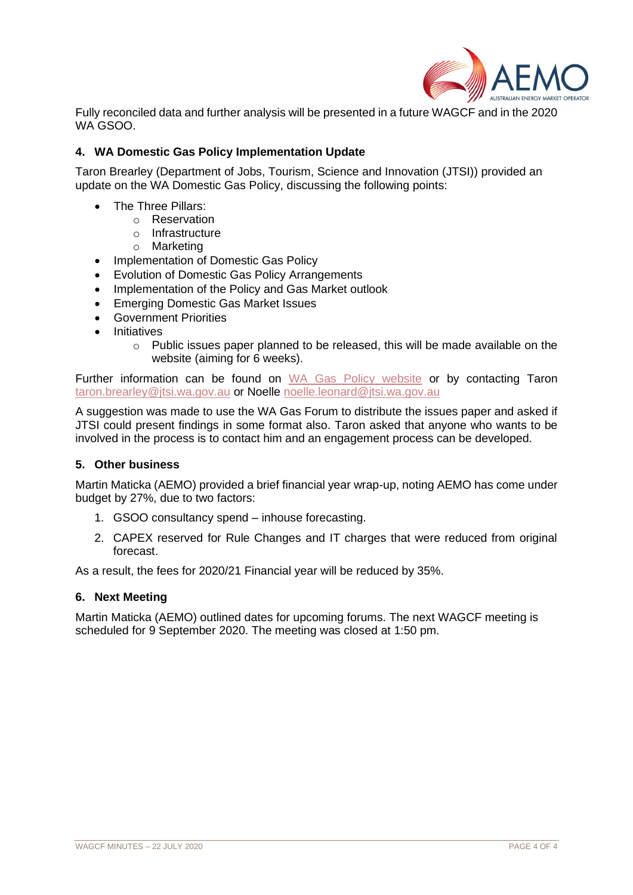Fully reconciled data and further analysis will be presented in a future WAGCF and in the 2020 WA GSOO.

## 4. WA Domestic Gas Policy Implementation Update

Taron Brearley (Department of Jobs, Tourism, Science and Innovation (JTSI)) provided an update on the WA Domestic Gas Policy, discussing the following points:

- The Three Pillars:
  - Reservation
  - Infrastructure
  - Marketing
- Implementation of Domestic Gas Policy
- Evolution of Domestic Gas Policy Arrangements
- Implementation of the Policy and Gas Market outlook
- Emerging Domestic Gas Market Issues
- Government Priorities
- Initiatives
  - Public issues paper planned to be released, this will be made available on the website (aiming for 6 weeks).

Further information can be found on WA Gas Policy website or by contacting Taron taron.brearley@jtsi.wa.gov.au or Noelle noelle.leonard@jtsi.wa.gov.au

A suggestion was made to use the WA Gas Forum to distribute the issues paper and asked if JTSI could present findings in some format also. Taron asked that anyone who wants to be involved in the process is to contact him and an engagement process can be developed.

## 5. Other business

Martin Maticka (AEMO) provided a brief financial year wrap-up, noting AEMO has come under budget by 27%, due to two factors:

1. GSOO consultancy spend – inhouse forecasting.
2. CAPEX reserved for Rule Changes and IT charges that were reduced from original forecast.

As a result, the fees for 2020/21 Financial year will be reduced by 35%.

## 6. Next Meeting

Martin Maticka (AEMO) outlined dates for upcoming forums. The next WAGCF meeting is scheduled for 9 September 2020. The meeting was closed at 1:50 pm.